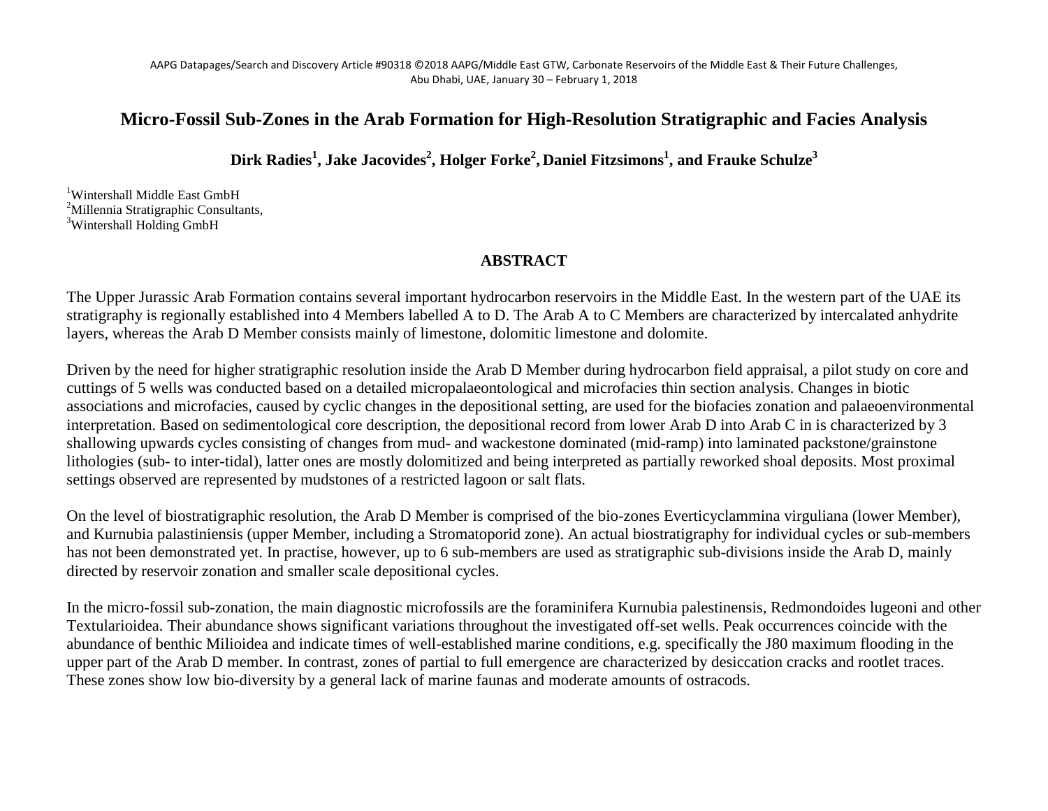# Micro-Fossil Sub-Zones in the Arab Formation for High-Resolution Stratigraphic and Facies Analysis

**Dirk Radies[1], Jake Jacovides[2], Holger Forke[2], Daniel Fitzsimons[1], and Frauke Schulze[3]**

[1]Wintershall Middle East GmbH
[2]Millennia Stratigraphic Consultants,
[3]Wintershall Holding GmbH

## ABSTRACT

The Upper Jurassic Arab Formation contains several important hydrocarbon reservoirs in the Middle East. In the western part of the UAE its stratigraphy is regionally established into 4 Members labelled A to D. The Arab A to C Members are characterized by intercalated anhydrite layers, whereas the Arab D Member consists mainly of limestone, dolomitic limestone and dolomite.

Driven by the need for higher stratigraphic resolution inside the Arab D Member during hydrocarbon field appraisal, a pilot study on core and cuttings of 5 wells was conducted based on a detailed micropalaeontological and microfacies thin section analysis. Changes in biotic associations and microfacies, caused by cyclic changes in the depositional setting, are used for the biofacies zonation and palaeoenvironmental interpretation. Based on sedimentological core description, the depositional record from lower Arab D into Arab C in is characterized by 3 shallowing upwards cycles consisting of changes from mud- and wackestone dominated (mid-ramp) into laminated packstone/grainstone lithologies (sub- to inter-tidal), latter ones are mostly dolomitized and being interpreted as partially reworked shoal deposits. Most proximal settings observed are represented by mudstones of a restricted lagoon or salt flats.

On the level of biostratigraphic resolution, the Arab D Member is comprised of the bio-zones Everticyclammina virguliana (lower Member), and Kurnubia palastiniensis (upper Member, including a Stromatoporid zone). An actual biostratigraphy for individual cycles or sub-members has not been demonstrated yet. In practise, however, up to 6 sub-members are used as stratigraphic sub-divisions inside the Arab D, mainly directed by reservoir zonation and smaller scale depositional cycles.

In the micro-fossil sub-zonation, the main diagnostic microfossils are the foraminifera Kurnubia palestinensis, Redmondoides lugeoni and other Textularioidea. Their abundance shows significant variations throughout the investigated off-set wells. Peak occurrences coincide with the abundance of benthic Milioidea and indicate times of well-established marine conditions, e.g. specifically the J80 maximum flooding in the upper part of the Arab D member. In contrast, zones of partial to full emergence are characterized by desiccation cracks and rootlet traces. These zones show low bio-diversity by a general lack of marine faunas and moderate amounts of ostracods.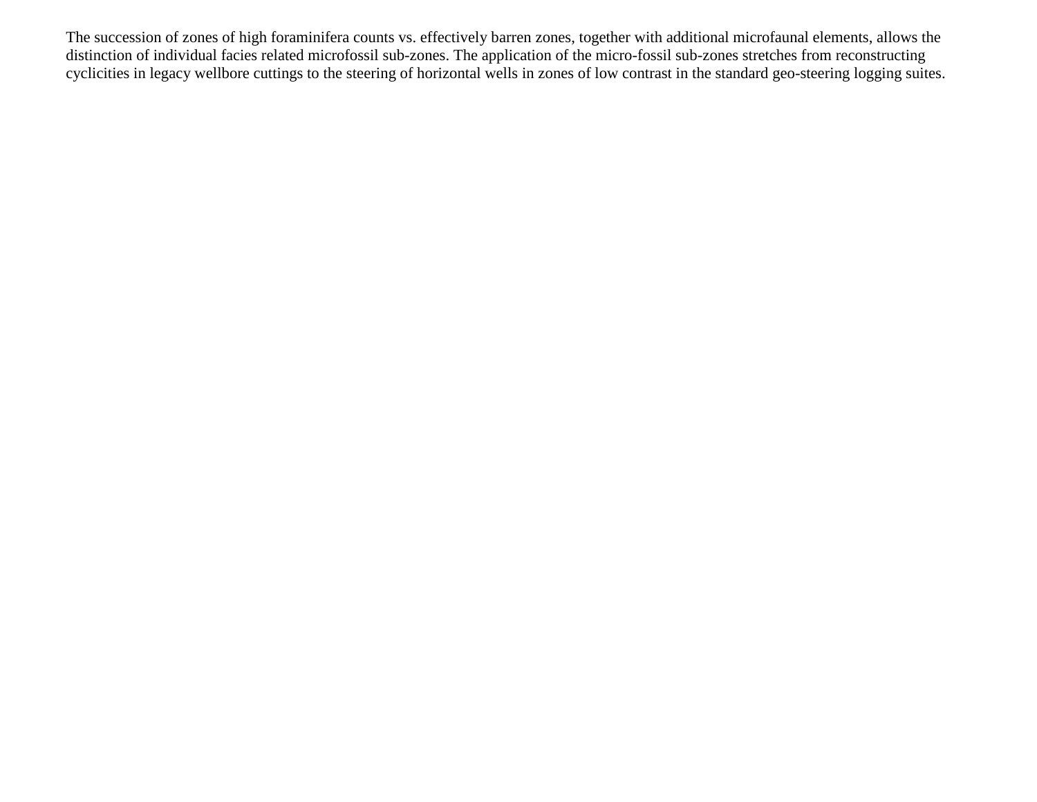The succession of zones of high foraminifera counts vs. effectively barren zones, together with additional microfaunal elements, allows the distinction of individual facies related microfossil sub-zones. The application of the micro-fossil sub-zones stretches from reconstructing cyclicities in legacy wellbore cuttings to the steering of horizontal wells in zones of low contrast in the standard geo-steering logging suites.